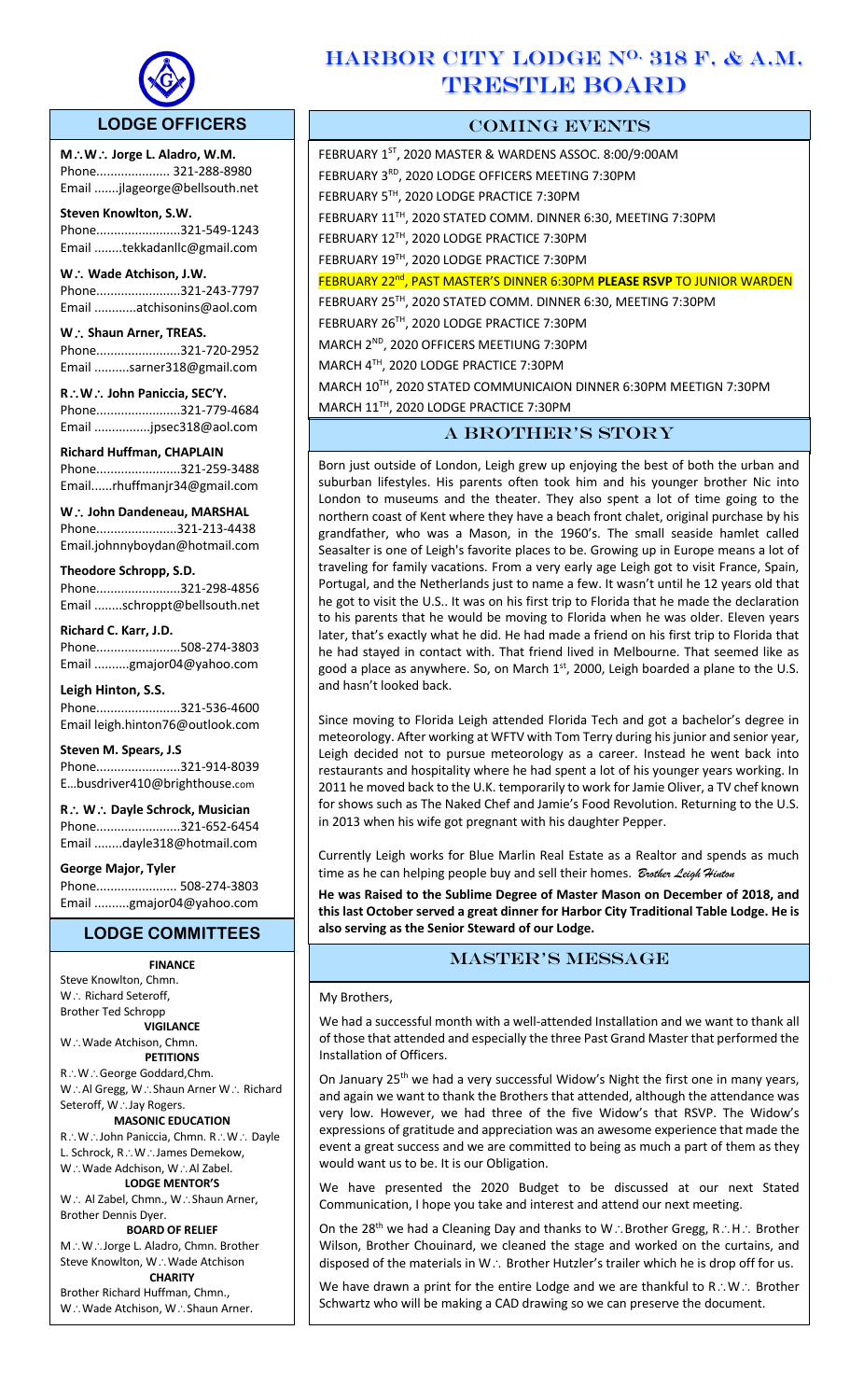# HARBOR CITY LODGE No. 318 F. & A.M. TRESTLE BOARD

## LODGE OFFICERS

**M∴W∴ Jorge L. Aladro, W.M.**
Phone..................... 321-288-8980
Email .......jlageorge@bellsouth.net

**Steven Knowlton, S.W.**
Phone........................321-549-1243
Email ........tekkadanllc@gmail.com

**W∴ Wade Atchison, J.W.**
Phone........................321-243-7797
Email ............atchisonins@aol.com

**W∴ Shaun Arner, TREAS.**
Phone........................321-720-2952
Email ..........sarner318@gmail.com

**R∴W∴ John Paniccia, SEC'Y.**
Phone........................321-779-4684
Email ................jpsec318@aol.com

**Richard Huffman, CHAPLAIN**
Phone........................321-259-3488
Email......rhuffmanjr34@gmail.com

**W∴ John Dandeneau, MARSHAL**
Phone.......................321-213-4438
Email.johnnyboydan@hotmail.com

**Theodore Schropp, S.D.**
Phone........................321-298-4856
Email ........schroppt@bellsouth.net

**Richard C. Karr, J.D.**
Phone........................508-274-3803
Email ..........gmajor04@yahoo.com

**Leigh Hinton, S.S.**
Phone........................321-536-4600
Email leigh.hinton76@outlook.com

**Steven M. Spears, J.S**
Phone........................321-914-8039
E...busdriver410@brighthouse.com

**R∴ W∴ Dayle Schrock, Musician**
Phone........................321-652-6454
Email ........dayle318@hotmail.com

**George Major, Tyler**
Phone....................... 508-274-3803
Email ..........gmajor04@yahoo.com

## LODGE COMMITTEES

**FINANCE**
Steve Knowlton, Chmn.
W∴ Richard Seteroff,
Brother Ted Schropp

**VIGILANCE**
W∴Wade Atchison, Chmn.

**PETITIONS**
R∴W∴George Goddard,Chm.
W∴Al Gregg, W∴Shaun Arner W∴ Richard Seteroff, W∴Jay Rogers.

**MASONIC EDUCATION**
R∴W∴John Paniccia, Chmn. R∴W∴ Dayle L. Schrock, R∴W∴James Demekow, W∴Wade Adchison, W∴Al Zabel.

**LODGE MENTOR'S**
W∴ Al Zabel, Chmn., W∴Shaun Arner, Brother Dennis Dyer.

**BOARD OF RELIEF**
M∴W∴Jorge L. Aladro, Chmn. Brother Steve Knowlton, W∴Wade Atchison

**CHARITY**
Brother Richard Huffman, Chmn., W∴Wade Atchison, W∴Shaun Arner.

## COMING EVENTS

FEBRUARY 1ST, 2020 MASTER & WARDENS ASSOC. 8:00/9:00AM
FEBRUARY 3RD, 2020 LODGE OFFICERS MEETING 7:30PM
FEBRUARY 5TH, 2020 LODGE PRACTICE 7:30PM
FEBRUARY 11TH, 2020 STATED COMM. DINNER 6:30, MEETING 7:30PM
FEBRUARY 12TH, 2020 LODGE PRACTICE 7:30PM
FEBRUARY 19TH, 2020 LODGE PRACTICE 7:30PM
FEBRUARY 22nd, PAST MASTER'S DINNER 6:30PM **PLEASE RSVP** TO JUNIOR WARDEN
FEBRUARY 25TH, 2020 STATED COMM. DINNER 6:30, MEETING 7:30PM
FEBRUARY 26TH, 2020 LODGE PRACTICE 7:30PM
MARCH 2ND, 2020 OFFICERS MEETIUNG 7:30PM
MARCH 4TH, 2020 LODGE PRACTICE 7:30PM
MARCH 10TH, 2020 STATED COMMUNICAION DINNER 6:30PM MEETIGN 7:30PM
MARCH 11TH, 2020 LODGE PRACTICE 7:30PM

## A BROTHER'S STORY

Born just outside of London, Leigh grew up enjoying the best of both the urban and suburban lifestyles. His parents often took him and his younger brother Nic into London to museums and the theater. They also spent a lot of time going to the northern coast of Kent where they have a beach front chalet, original purchase by his grandfather, who was a Mason, in the 1960's. The small seaside hamlet called Seasalter is one of Leigh's favorite places to be. Growing up in Europe means a lot of traveling for family vacations. From a very early age Leigh got to visit France, Spain, Portugal, and the Netherlands just to name a few. It wasn't until he 12 years old that he got to visit the U.S.. It was on his first trip to Florida that he made the declaration to his parents that he would be moving to Florida when he was older. Eleven years later, that's exactly what he did. He had made a friend on his first trip to Florida that he had stayed in contact with. That friend lived in Melbourne. That seemed like as good a place as anywhere. So, on March 1st, 2000, Leigh boarded a plane to the U.S. and hasn't looked back.

Since moving to Florida Leigh attended Florida Tech and got a bachelor's degree in meteorology. After working at WFTV with Tom Terry during his junior and senior year, Leigh decided not to pursue meteorology as a career. Instead he went back into restaurants and hospitality where he had spent a lot of his younger years working. In 2011 he moved back to the U.K. temporarily to work for Jamie Oliver, a TV chef known for shows such as The Naked Chef and Jamie's Food Revolution. Returning to the U.S. in 2013 when his wife got pregnant with his daughter Pepper.

Currently Leigh works for Blue Marlin Real Estate as a Realtor and spends as much time as he can helping people buy and sell their homes. *Brother Leigh Hinton*

**He was Raised to the Sublime Degree of Master Mason on December of 2018, and this last October served a great dinner for Harbor City Traditional Table Lodge. He is also serving as the Senior Steward of our Lodge.**

## MASTER'S MESSAGE

My Brothers,

We had a successful month with a well-attended Installation and we want to thank all of those that attended and especially the three Past Grand Master that performed the Installation of Officers.

On January 25th we had a very successful Widow's Night the first one in many years, and again we want to thank the Brothers that attended, although the attendance was very low. However, we had three of the five Widow's that RSVP. The Widow's expressions of gratitude and appreciation was an awesome experience that made the event a great success and we are committed to being as much a part of them as they would want us to be. It is our Obligation.

We have presented the 2020 Budget to be discussed at our next Stated Communication, I hope you take and interest and attend our next meeting.

On the 28th we had a Cleaning Day and thanks to W∴Brother Gregg, R∴H∴ Brother Wilson, Brother Chouinard, we cleaned the stage and worked on the curtains, and disposed of the materials in W∴ Brother Hutzler's trailer which he is drop off for us.

We have drawn a print for the entire Lodge and we are thankful to R∴W∴ Brother Schwartz who will be making a CAD drawing so we can preserve the document.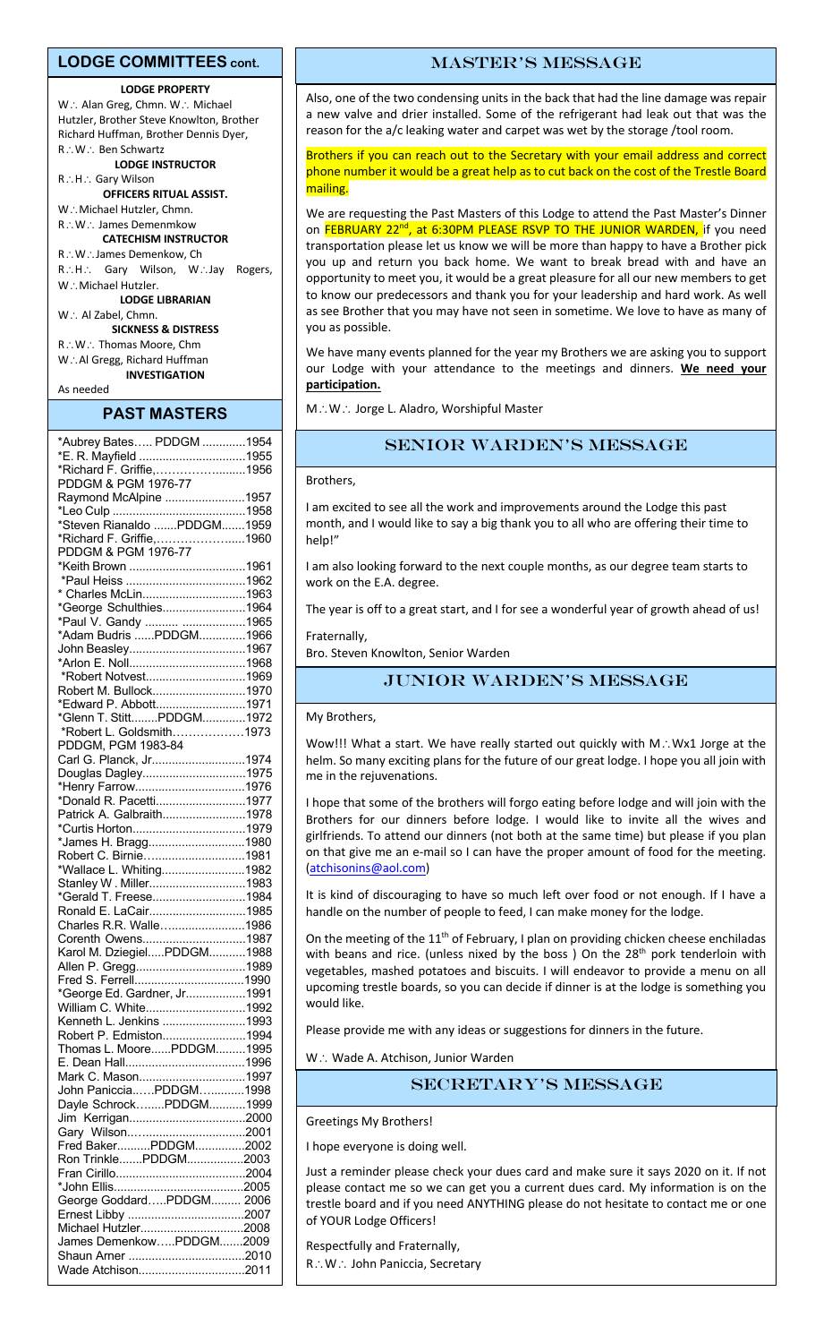## LODGE COMMITTEES cont.

**LODGE PROPERTY**

W∴ Alan Greg, Chmn. W∴ Michael Hutzler, Brother Steve Knowlton, Brother Richard Huffman, Brother Dennis Dyer, R∴W∴ Ben Schwartz

**LODGE INSTRUCTOR**

R∴H∴ Gary Wilson

**OFFICERS RITUAL ASSIST.**

W∴Michael Hutzler, Chmn.
R∴W∴ James Demenmkow

**CATECHISM INSTRUCTOR**

R∴W∴James Demenkow, Ch
R∴H∴ Gary Wilson, W∴Jay Rogers, W∴Michael Hutzler.

**LODGE LIBRARIAN**

W∴ Al Zabel, Chmn.

**SICKNESS & DISTRESS**

R∴W∴ Thomas Moore, Chm
W∴Al Gregg, Richard Huffman

**INVESTIGATION**

As needed

## PAST MASTERS

*Aubrey Bates….. PDDGM .............1954
*E. R. Mayfield ................................1955
*Richard F. Griffie,………….............1956
PDDGM & PGM 1976-77
Raymond McAlpine ........................1957
*Leo Culp ........................................1958
*Steven Rianaldo .......PDDGM.......1959
*Richard F. Griffie,………………......1960
PDDGM & PGM 1976-77
*Keith Brown ...................................1961
*Paul Heiss ....................................1962
* Charles McLin...............................1963
*George Schulthies.........................1964
*Paul V. Gandy .......... ...................1965
*Adam Budris ......PDDGM..............1966
John Beasley....................................1967
*Arlon E. Noll....................................1968
*Robert Notvest...............................1969
Robert M. Bullock............................1970
*Edward P. Abbott...........................1971
*Glenn T. Stitt........PDDGM.............1972
*Robert L. Goldsmith………………1973
PDDGM, PGM 1983-84
Carl G. Planck, Jr.............................1974
Douglas Dagley................................1975
*Henry Farrow..................................1976
*Donald R. Pacetti...........................1977
Patrick A. Galbraith.........................1978
*Curtis Horton..................................1979
*James H. Bragg.............................1980
Robert C. Birnie...............................1981
*Wallace L. Whiting.........................1982
Stanley W . Miller.............................1983
*Gerald T. Freese............................1984
Ronald E. LaCair.............................1985
Charles R.R. Walle.........................1986
Corenth Owens................................1987
Karol M. Dziegiel.....PDDGM...........1988
Allen P. Gregg.................................1989
Fred S. Ferrell.................................1990
*George Ed. Gardner, Jr..................1991
William C. White..............................1992
Kenneth L. Jenkins .........................1993
Robert P. Edmiston.........................1994
Thomas L. Moore......PDDGM.........1995
E. Dean Hall....................................1996
Mark C. Mason................................1997
John Paniccia..…PDDGM…...........1998
Dayle Schrock…....PDDGM...........1999
Jim Kerrigan....................................2000
Gary Wilson…................................2001
Fred Baker..........PDDGM...............2002
Ron Trinkle.......PDDGM.................2003
Fran Cirillo.......................................2004
*John Ellis.......................................2005
George Goddard…..PDDGM......... 2006
Ernest Libby ...................................2007
Michael Hutzler................................2008
James Demenkow…..PDDGM.......2009
Shaun Arner ...................................2010
Wade Atchison................................2011

## MASTER'S MESSAGE

Also, one of the two condensing units in the back that had the line damage was repair a new valve and drier installed. Some of the refrigerant had leak out that was the reason for the a/c leaking water and carpet was wet by the storage /tool room.

Brothers if you can reach out to the Secretary with your email address and correct phone number it would be a great help as to cut back on the cost of the Trestle Board mailing.

We are requesting the Past Masters of this Lodge to attend the Past Master's Dinner on FEBRUARY 22nd, at 6:30PM PLEASE RSVP TO THE JUNIOR WARDEN, if you need transportation please let us know we will be more than happy to have a Brother pick you up and return you back home. We want to break bread with and have an opportunity to meet you, it would be a great pleasure for all our new members to get to know our predecessors and thank you for your leadership and hard work. As well as see Brother that you may have not seen in sometime. We love to have as many of you as possible.

We have many events planned for the year my Brothers we are asking you to support our Lodge with your attendance to the meetings and dinners. **We need your participation.**

M∴W∴ Jorge L. Aladro, Worshipful Master

## SENIOR WARDEN'S MESSAGE

Brothers,

I am excited to see all the work and improvements around the Lodge this past month, and I would like to say a big thank you to all who are offering their time to help!"

I am also looking forward to the next couple months, as our degree team starts to work on the E.A. degree.

The year is off to a great start, and I for see a wonderful year of growth ahead of us!

Fraternally,
Bro. Steven Knowlton, Senior Warden

## JUNIOR WARDEN'S MESSAGE

My Brothers,

Wow!!! What a start. We have really started out quickly with M∴Wx1 Jorge at the helm. So many exciting plans for the future of our great lodge. I hope you all join with me in the rejuvenations.

I hope that some of the brothers will forgo eating before lodge and will join with the Brothers for our dinners before lodge. I would like to invite all the wives and girlfriends. To attend our dinners (not both at the same time) but please if you plan on that give me an e-mail so I can have the proper amount of food for the meeting. (atchisonins@aol.com)

It is kind of discouraging to have so much left over food or not enough. If I have a handle on the number of people to feed, I can make money for the lodge.

On the meeting of the 11th of February, I plan on providing chicken cheese enchiladas with beans and rice. (unless nixed by the boss ) On the 28th pork tenderloin with vegetables, mashed potatoes and biscuits. I will endeavor to provide a menu on all upcoming trestle boards, so you can decide if dinner is at the lodge is something you would like.

Please provide me with any ideas or suggestions for dinners in the future.

W∴ Wade A. Atchison, Junior Warden

## SECRETARY'S MESSAGE

Greetings My Brothers!

I hope everyone is doing well.

Just a reminder please check your dues card and make sure it says 2020 on it. If not please contact me so we can get you a current dues card. My information is on the trestle board and if you need ANYTHING please do not hesitate to contact me or one of YOUR Lodge Officers!

Respectfully and Fraternally,
R∴W∴ John Paniccia, Secretary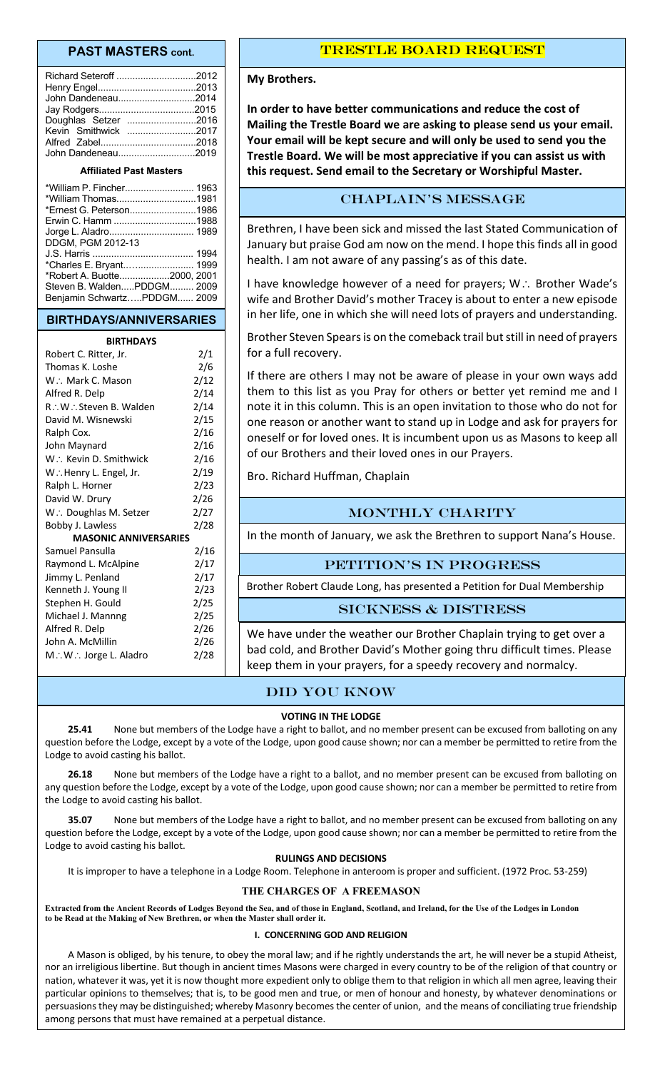## PAST MASTERS cont.

| | |
|---|---|
| Richard Seteroff | 2012 |
| Henry Engel | 2013 |
| John Dandeneau | 2014 |
| Jay Rodgers | 2015 |
| Doughlas Setzer | 2016 |
| Kevin Smithwick | 2017 |
| Alfred Zabel | 2018 |
| John Dandeneau | 2019 |

#### Affiliated Past Masters

| | |
|---|---|
| *William P. Fincher | 1963 |
| *William Thomas | 1981 |
| *Ernest G. Peterson | 1986 |
| Erwin C. Hamm | 1988 |
| Jorge L. Aladro | 1989 |
| DDGM, PGM 2012-13 | |
| J.S. Harris | 1994 |
| *Charles E. Bryant | 1999 |
| *Robert A. Buotte | 2000, 2001 |
| Steven B. Walden.....PDDGM | 2009 |
| Benjamin Schwartz.....PDDGM | 2009 |

## BIRTHDAYS/ANNIVERSARIES

| BIRTHDAYS | |
|---|---|
| Robert C. Ritter, Jr. | 2/1 |
| Thomas K. Loshe | 2/6 |
| W∴ Mark C. Mason | 2/12 |
| Alfred R. Delp | 2/14 |
| R∴W∴Steven B. Walden | 2/14 |
| David M. Wisnewski | 2/15 |
| Ralph Cox. | 2/16 |
| John Maynard | 2/16 |
| W∴ Kevin D. Smithwick | 2/16 |
| W∴Henry L. Engel, Jr. | 2/19 |
| Ralph L. Horner | 2/23 |
| David W. Drury | 2/26 |
| W∴ Doughlas M. Setzer | 2/27 |
| Bobby J. Lawless | 2/28 |
| **MASONIC ANNIVERSARIES** | |
| Samuel Pansulla | 2/16 |
| Raymond L. McAlpine | 2/17 |
| Jimmy L. Penland | 2/17 |
| Kenneth J. Young II | 2/23 |
| Stephen H. Gould | 2/25 |
| Michael J. Mannng | 2/25 |
| Alfred R. Delp | 2/26 |
| John A. McMillin | 2/26 |
| M∴W∴ Jorge L. Aladro | 2/28 |

## TRESTLE BOARD REQUEST

**My Brothers.**

**In order to have better communications and reduce the cost of Mailing the Trestle Board we are asking to please send us your email. Your email will be kept secure and will only be used to send you the Trestle Board. We will be most appreciative if you can assist us with this request. Send email to the Secretary or Worshipful Master.**

## CHAPLAIN'S MESSAGE

Brethren, I have been sick and missed the last Stated Communication of January but praise God am now on the mend. I hope this finds all in good health. I am not aware of any passing's as of this date.

I have knowledge however of a need for prayers; W∴ Brother Wade's wife and Brother David's mother Tracey is about to enter a new episode in her life, one in which she will need lots of prayers and understanding.

Brother Steven Spears is on the comeback trail but still in need of prayers for a full recovery.

If there are others I may not be aware of please in your own ways add them to this list as you Pray for others or better yet remind me and I note it in this column. This is an open invitation to those who do not for one reason or another want to stand up in Lodge and ask for prayers for oneself or for loved ones. It is incumbent upon us as Masons to keep all of our Brothers and their loved ones in our Prayers.

Bro. Richard Huffman, Chaplain

## MONTHLY CHARITY

In the month of January, we ask the Brethren to support Nana's House.

## PETITION'S IN PROGRESS

Brother Robert Claude Long, has presented a Petition for Dual Membership

## SICKNESS & DISTRESS

We have under the weather our Brother Chaplain trying to get over a bad cold, and Brother David's Mother going thru difficult times. Please keep them in your prayers, for a speedy recovery and normalcy.

## DID YOU KNOW

#### VOTING IN THE LODGE

**25.41** None but members of the Lodge have a right to ballot, and no member present can be excused from balloting on any question before the Lodge, except by a vote of the Lodge, upon good cause shown; nor can a member be permitted to retire from the Lodge to avoid casting his ballot.

**26.18** None but members of the Lodge have a right to a ballot, and no member present can be excused from balloting on any question before the Lodge, except by a vote of the Lodge, upon good cause shown; nor can a member be permitted to retire from the Lodge to avoid casting his ballot.

**35.07** None but members of the Lodge have a right to ballot, and no member present can be excused from balloting on any question before the Lodge, except by a vote of the Lodge, upon good cause shown; nor can a member be permitted to retire from the Lodge to avoid casting his ballot.

#### RULINGS AND DECISIONS

It is improper to have a telephone in a Lodge Room. Telephone in anteroom is proper and sufficient. (1972 Proc. 53-259)

#### THE CHARGES OF A FREEMASON

**Extracted from the Ancient Records of Lodges Beyond the Sea, and of those in England, Scotland, and Ireland, for the Use of the Lodges in London to be Read at the Making of New Brethren, or when the Master shall order it.**

#### I. CONCERNING GOD AND RELIGION

A Mason is obliged, by his tenure, to obey the moral law; and if he rightly understands the art, he will never be a stupid Atheist, nor an irreligious libertine. But though in ancient times Masons were charged in every country to be of the religion of that country or nation, whatever it was, yet it is now thought more expedient only to oblige them to that religion in which all men agree, leaving their particular opinions to themselves; that is, to be good men and true, or men of honour and honesty, by whatever denominations or persuasions they may be distinguished; whereby Masonry becomes the center of union, and the means of conciliating true friendship among persons that must have remained at a perpetual distance.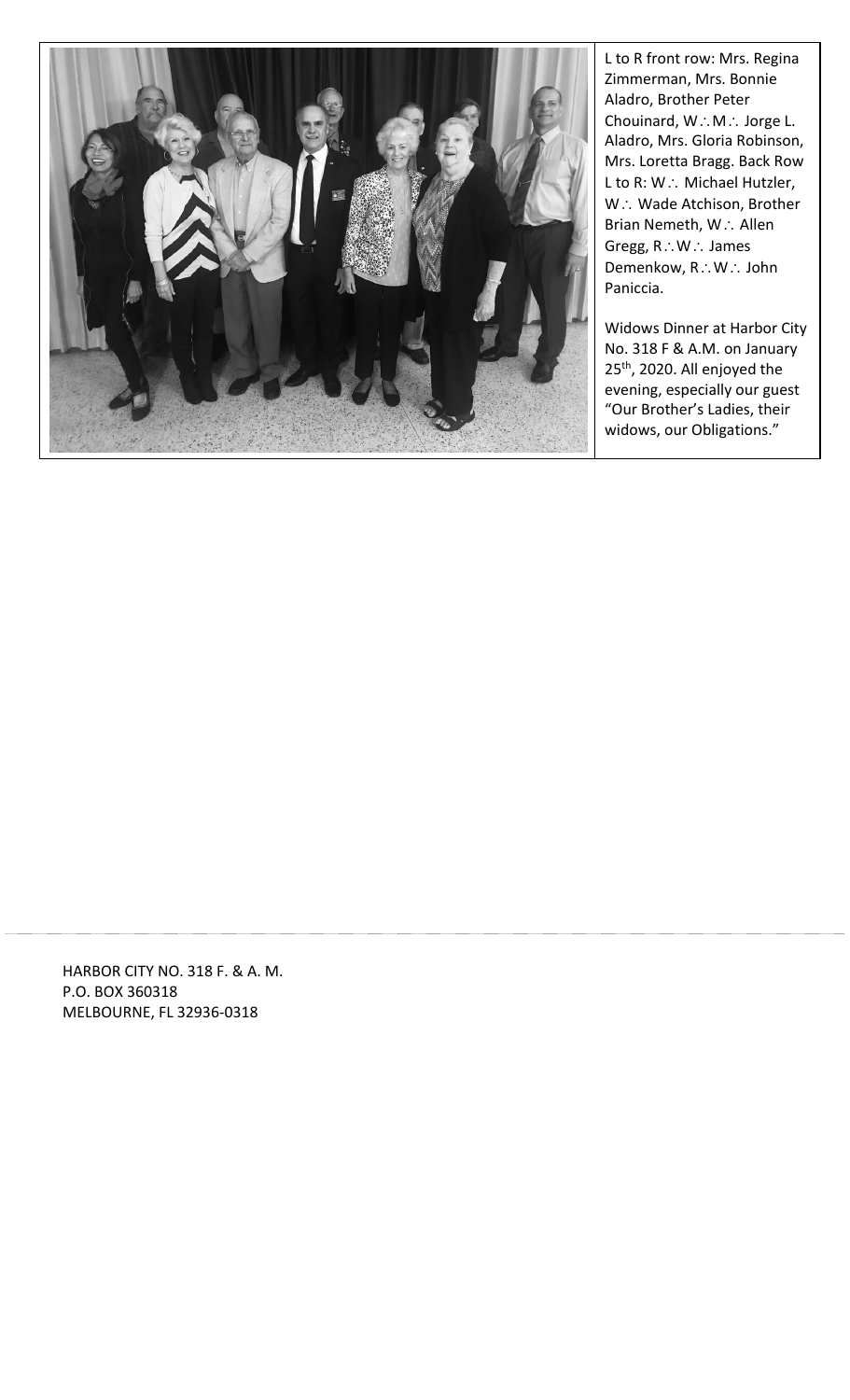L to R front row: Mrs. Regina Zimmerman, Mrs. Bonnie Aladro, Brother Peter Chouinard, W∴M∴ Jorge L. Aladro, Mrs. Gloria Robinson, Mrs. Loretta Bragg. Back Row L to R: W∴ Michael Hutzler, W∴ Wade Atchison, Brother Brian Nemeth, W∴ Allen Gregg, R∴W∴ James Demenkow, R∴W∴ John Paniccia.

Widows Dinner at Harbor City No. 318 F & A.M. on January 25th, 2020. All enjoyed the evening, especially our guest "Our Brother's Ladies, their widows, our Obligations."

HARBOR CITY NO. 318 F. & A. M.
P.O. BOX 360318
MELBOURNE, FL 32936-0318